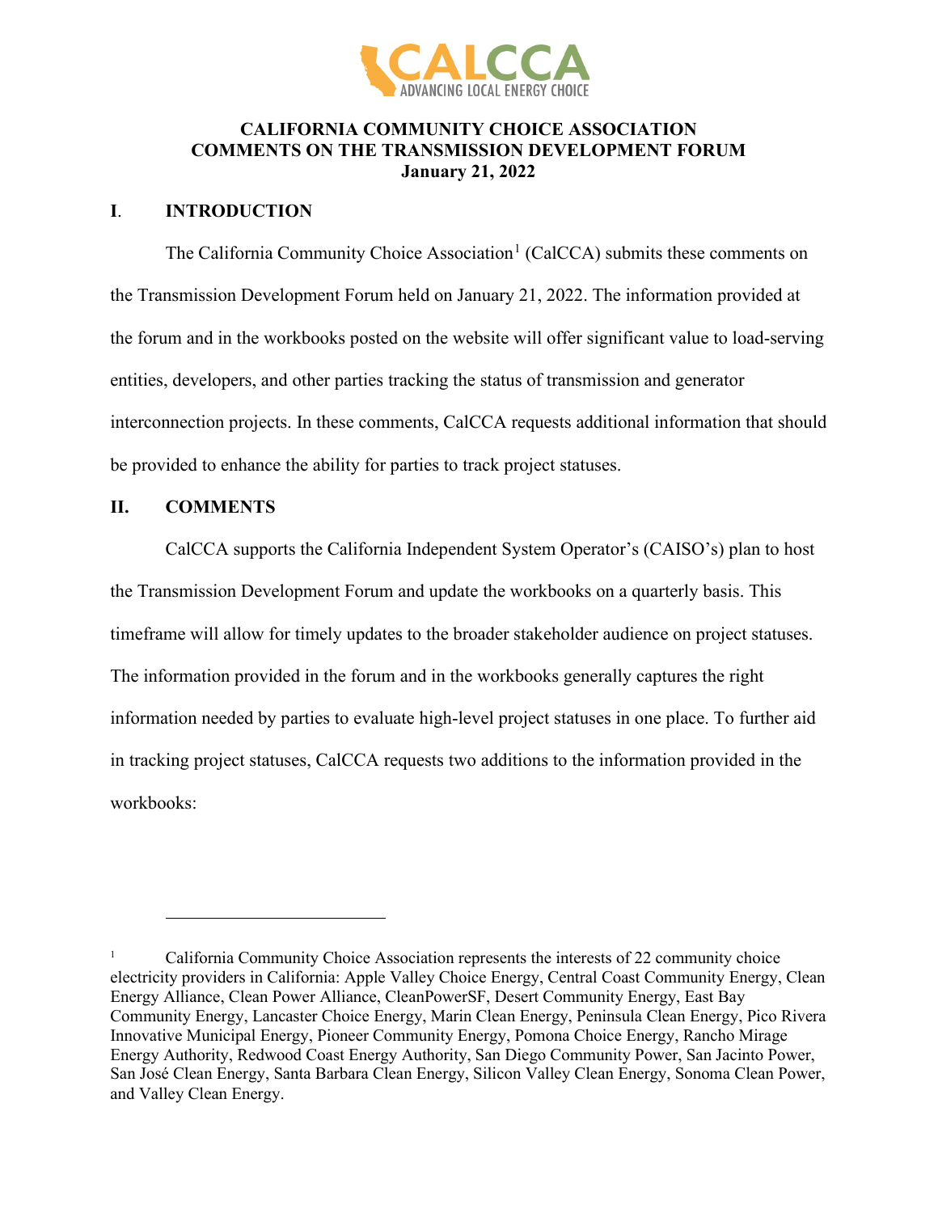CALCCA
ADVANCING LOCAL ENERGY CHOICE

**CALIFORNIA COMMUNITY CHOICE ASSOCIATION**
**COMMENTS ON THE TRANSMISSION DEVELOPMENT FORUM**
**January 21, 2022**

## I. INTRODUCTION

The California Community Choice Association[1] (CalCCA) submits these comments on the Transmission Development Forum held on January 21, 2022. The information provided at the forum and in the workbooks posted on the website will offer significant value to load-serving entities, developers, and other parties tracking the status of transmission and generator interconnection projects. In these comments, CalCCA requests additional information that should be provided to enhance the ability for parties to track project statuses.

## II. COMMENTS

CalCCA supports the California Independent System Operator's (CAISO's) plan to host the Transmission Development Forum and update the workbooks on a quarterly basis. This timeframe will allow for timely updates to the broader stakeholder audience on project statuses. The information provided in the forum and in the workbooks generally captures the right information needed by parties to evaluate high-level project statuses in one place. To further aid in tracking project statuses, CalCCA requests two additions to the information provided in the workbooks:

---

[1] California Community Choice Association represents the interests of 22 community choice electricity providers in California: Apple Valley Choice Energy, Central Coast Community Energy, Clean Energy Alliance, Clean Power Alliance, CleanPowerSF, Desert Community Energy, East Bay Community Energy, Lancaster Choice Energy, Marin Clean Energy, Peninsula Clean Energy, Pico Rivera Innovative Municipal Energy, Pioneer Community Energy, Pomona Choice Energy, Rancho Mirage Energy Authority, Redwood Coast Energy Authority, San Diego Community Power, San Jacinto Power, San José Clean Energy, Santa Barbara Clean Energy, Silicon Valley Clean Energy, Sonoma Clean Power, and Valley Clean Energy.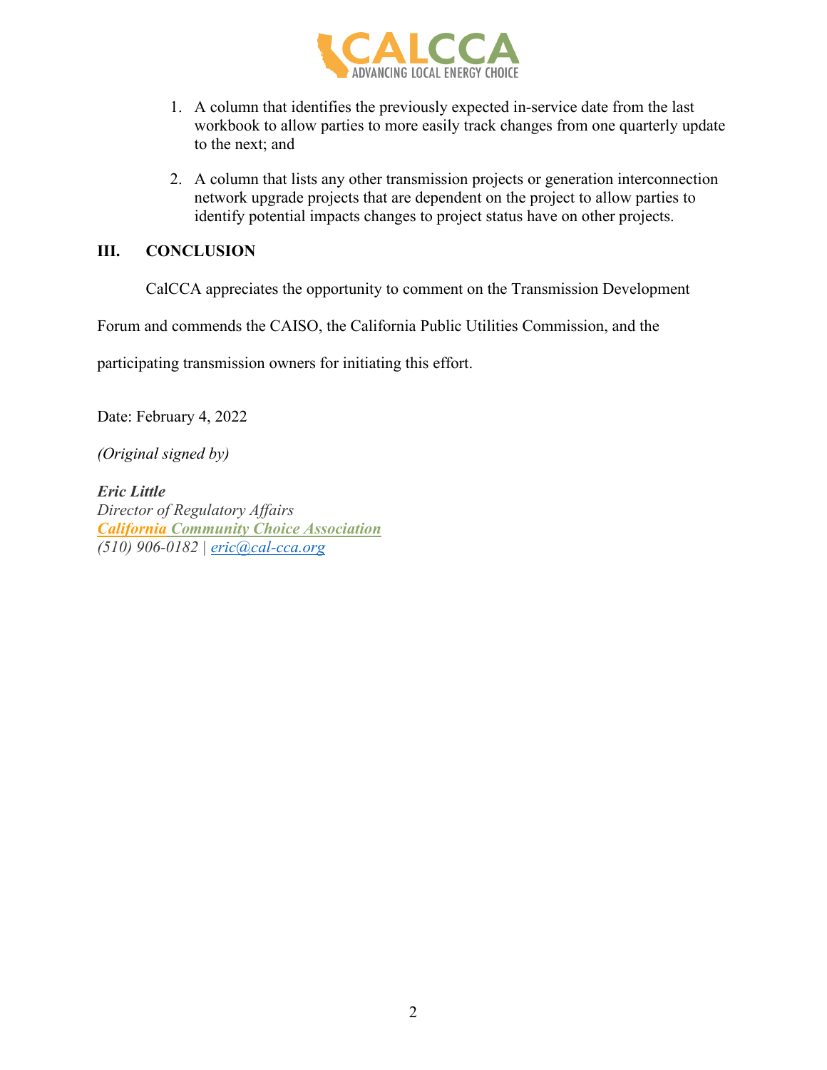1. A column that identifies the previously expected in-service date from the last workbook to allow parties to more easily track changes from one quarterly update to the next; and

2. A column that lists any other transmission projects or generation interconnection network upgrade projects that are dependent on the project to allow parties to identify potential impacts changes to project status have on other projects.

## III. CONCLUSION

CalCCA appreciates the opportunity to comment on the Transmission Development Forum and commends the CAISO, the California Public Utilities Commission, and the participating transmission owners for initiating this effort.

Date: February 4, 2022

*(Original signed by)*

***Eric Little***
*Director of Regulatory Affairs*
***California Community Choice Association***
*(510) 906-0182 | eric@cal-cca.org*